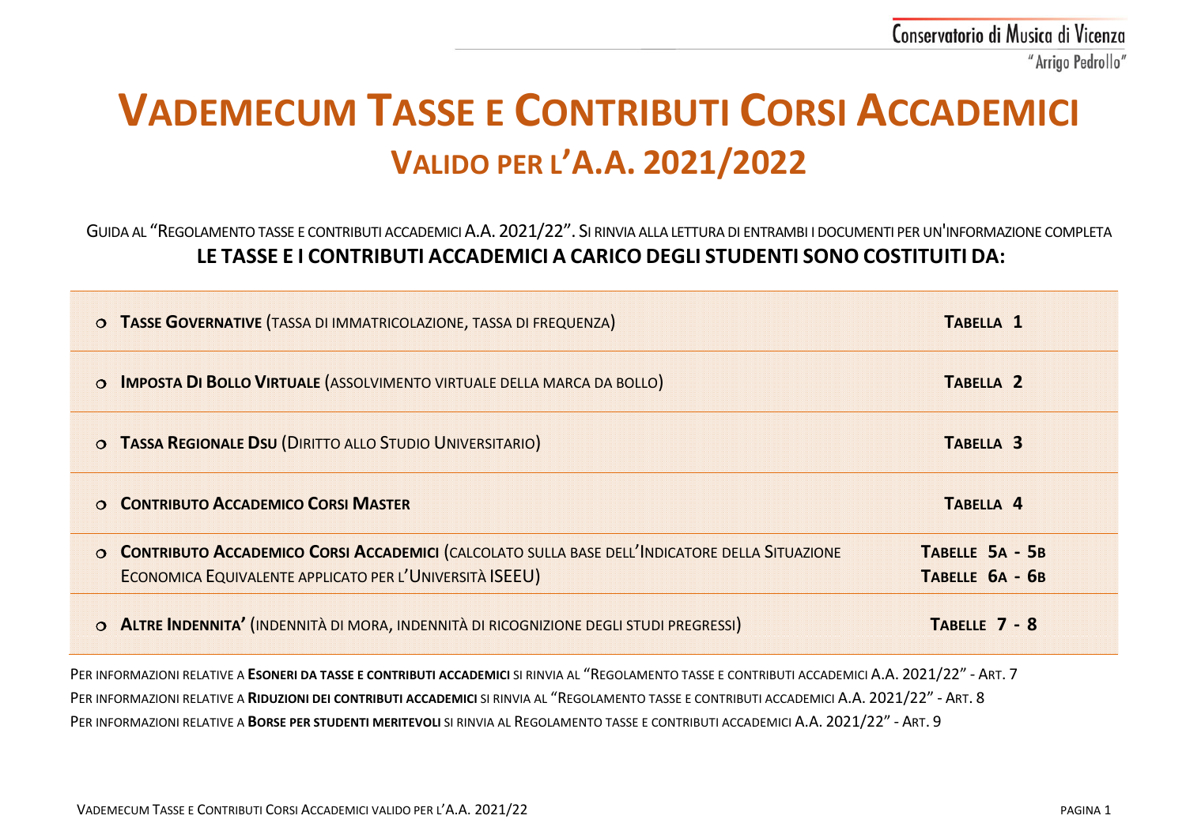# VADEMECUM TASSE E CONTRIBUTI CORSI ACCADEMICI

## VALIDO PER L'A.A. 2021/2022

GUIDA AL "REGOLAMENTO TASSE E CONTRIBUTI ACCADEMICI A.A. 2021/22". SI RINVIA ALLA LETTURA DI ENTRAMBI I DOCUMENTI PER UN'INFORMAZIONE COMPLETA

**LE TASSE E I CONTRIBUTI ACCADEMICI A CARICO DEGLI STUDENTI SONO COSTITUITI DA:**

| | |
|---|---|
| **TASSE GOVERNATIVE** (TASSA DI IMMATRICOLAZIONE, TASSA DI FREQUENZA) | **TABELLA 1** |
| **IMPOSTA DI BOLLO VIRTUALE** (ASSOLVIMENTO VIRTUALE DELLA MARCA DA BOLLO) | **TABELLA 2** |
| **TASSA REGIONALE DSU** (DIRITTO ALLO STUDIO UNIVERSITARIO) | **TABELLA 3** |
| **CONTRIBUTO ACCADEMICO CORSI MASTER** | **TABELLA 4** |
| **CONTRIBUTO ACCADEMICO CORSI ACCADEMICI** (CALCOLATO SULLA BASE DELL'INDICATORE DELLA SITUAZIONE ECONOMICA EQUIVALENTE APPLICATO PER L'UNIVERSITÀ ISEEU) | **TABELLE 5A - 5B**<br>**TABELLE 6A - 6B** |
| **ALTRE INDENNITA'** (INDENNITÀ DI MORA, INDENNITÀ DI RICOGNIZIONE DEGLI STUDI PREGRESSI) | **TABELLE 7 - 8** |

PER INFORMAZIONI RELATIVE A **ESONERI DA TASSE E CONTRIBUTI ACCADEMICI** SI RINVIA AL "REGOLAMENTO TASSE E CONTRIBUTI ACCADEMICI A.A. 2021/22" - ART. 7

PER INFORMAZIONI RELATIVE A **RIDUZIONI DEI CONTRIBUTI ACCADEMICI** SI RINVIA AL "REGOLAMENTO TASSE E CONTRIBUTI ACCADEMICI A.A. 2021/22" - ART. 8

PER INFORMAZIONI RELATIVE A **BORSE PER STUDENTI MERITEVOLI** SI RINVIA AL REGOLAMENTO TASSE E CONTRIBUTI ACCADEMICI A.A. 2021/22" - ART. 9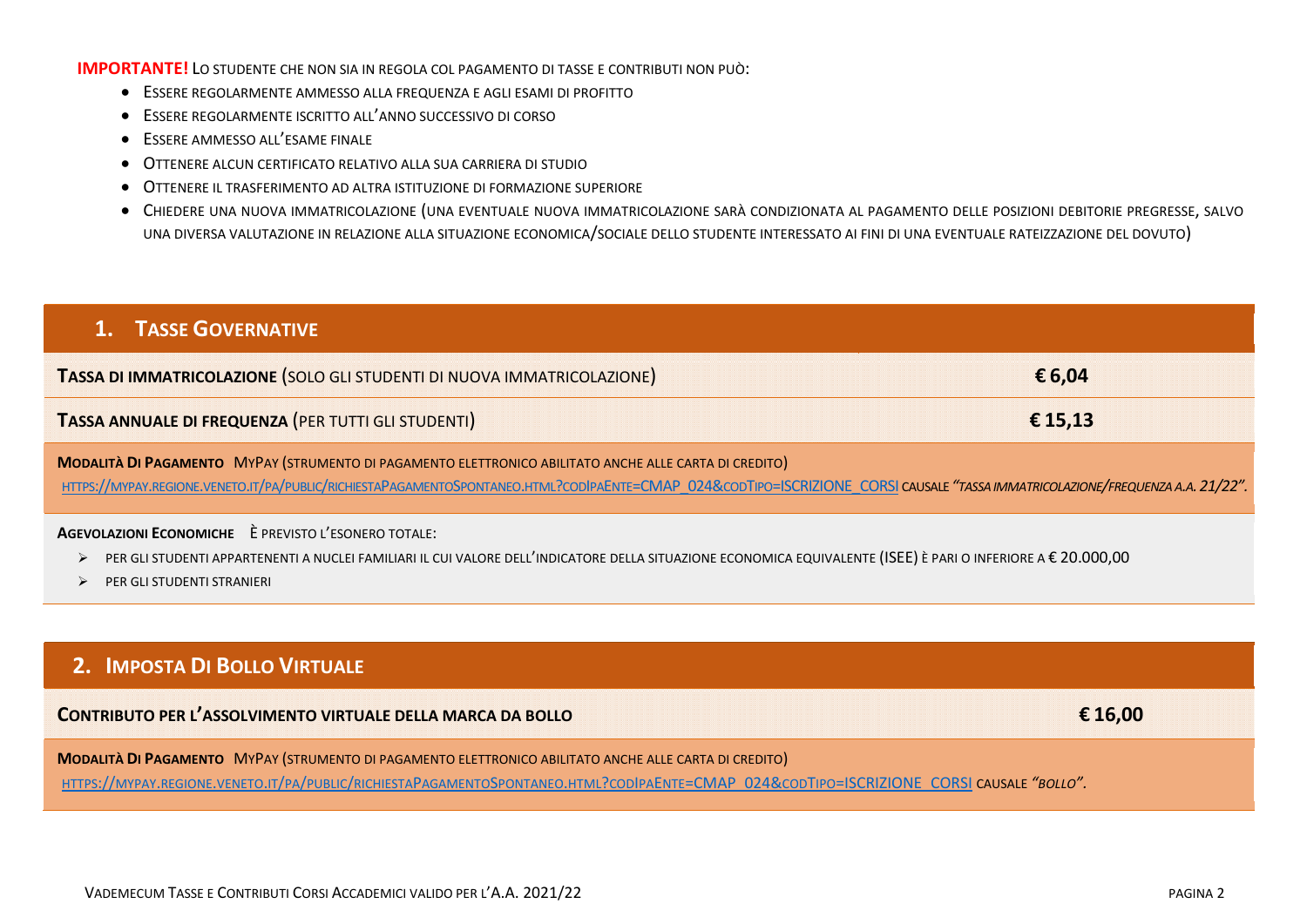**IMPORTANTE!** Lo studente che non sia in regola col pagamento di tasse e contributi non può:

- Essere regolarmente ammesso alla frequenza e agli esami di profitto
- Essere regolarmente iscritto all'anno successivo di corso
- Essere ammesso all'esame finale
- Ottenere alcun certificato relativo alla sua carriera di studio
- Ottenere il trasferimento ad altra istituzione di formazione superiore
- Chiedere una nuova immatricolazione (una eventuale nuova immatricolazione sarà condizionata al pagamento delle posizioni debitorie pregresse, salvo una diversa valutazione in relazione alla situazione economica/sociale dello studente interessato ai fini di una eventuale rateizzazione del dovuto)

## 1. Tasse Governative

| | |
|---|---|
| **Tassa di immatricolazione** (solo gli studenti di nuova immatricolazione) | **€ 6,04** |
| **Tassa annuale di frequenza** (per tutti gli studenti) | **€ 15,13** |

**Modalità Di Pagamento** MyPay (strumento di pagamento elettronico abilitato anche alle carta di credito)
https://mypay.regione.veneto.it/pa/public/richiestaPagamentoSpontaneo.html?codIpaEnte=CMAP_024&codTipo=ISCRIZIONE_CORSI causale *"tassa immatricolazione/frequenza a.a. 21/22"*.

**Agevolazioni Economiche** È previsto l'esonero totale:

- per gli studenti appartenenti a nuclei familiari il cui valore dell'indicatore della situazione economica equivalente (ISEE) è pari o inferiore a € 20.000,00
- per gli studenti stranieri

## 2. Imposta Di Bollo Virtuale

| | |
|---|---|
| **Contributo per l'assolvimento virtuale della marca da bollo** | **€ 16,00** |

**Modalità Di Pagamento** MyPay (strumento di pagamento elettronico abilitato anche alle carta di credito)
https://mypay.regione.veneto.it/pa/public/richiestaPagamentoSpontaneo.html?codIpaEnte=CMAP_024&codTipo=ISCRIZIONE_CORSI causale *"bollo"*.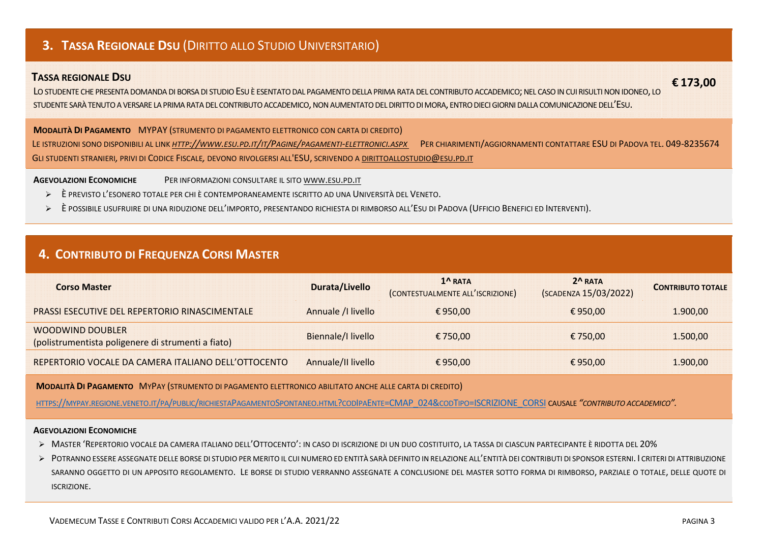## 3. Tassa Regionale Dsu (Diritto allo Studio Universitario)

**Tassa regionale Dsu** **€ 173,00**

Lo studente che presenta domanda di borsa di studio Esu è esentato dal pagamento della prima rata del contributo accademico; nel caso in cui risulti non idoneo, lo studente sarà tenuto a versare la prima rata del contributo accademico, non aumentato del diritto di mora, entro dieci giorni dalla comunicazione dell'Esu.

**Modalità Di Pagamento** MYPAY (strumento di pagamento elettronico con carta di credito)

Le istruzioni sono disponibili al link *http://www.esu.pd.it/it/Pagine/pagamenti-elettronici.aspx* Per chiarimenti/aggiornamenti contattare ESU di Padova tel. 049-8235674

Gli studenti stranieri, privi di Codice Fiscale, devono rivolgersi all'ESU, scrivendo a dirittoallostudio@esu.pd.it

**Agevolazioni Economiche** Per informazioni consultare il sito www.esu.pd.it

- È previsto l'esonero totale per chi è contemporaneamente iscritto ad una Università del Veneto.
- È possibile usufruire di una riduzione dell'importo, presentando richiesta di rimborso all'Esu di Padova (Ufficio Benefici ed Interventi).

## 4. Contributo di Frequenza Corsi Master

| Corso Master | Durata/Livello | 1^ rata (contestualmente all'iscrizione) | 2^ rata (scadenza 15/03/2022) | Contributo totale |
|---|---|---|---|---|
| PRASSI ESECUTIVE DEL REPERTORIO RINASCIMENTALE | Annuale /I livello | € 950,00 | € 950,00 | 1.900,00 |
| WOODWIND DOUBLER (polistrumentista poligenere di strumenti a fiato) | Biennale/I livello | € 750,00 | € 750,00 | 1.500,00 |
| REPERTORIO VOCALE DA CAMERA ITALIANO DELL'OTTOCENTO | Annuale/II livello | € 950,00 | € 950,00 | 1.900,00 |

**Modalità Di Pagamento** MyPay (strumento di pagamento elettronico abilitato anche alle carta di credito)

https://mypay.regione.veneto.it/pa/public/richiestaPagamentoSpontaneo.html?codIpaEnte=CMAP_024&codTipo=ISCRIZIONE_CORSI causale ***"contributo accademico".***

**Agevolazioni Economiche**

- Master 'Repertorio vocale da camera italiano dell'Ottocento': in caso di iscrizione di un duo costituito, la tassa di ciascun partecipante è ridotta del 20%
- Potranno essere assegnate delle borse di studio per merito il cui numero ed entità sarà definito in relazione all'entità dei contributi di sponsor esterni. I criteri di attribuzione saranno oggetto di un apposito regolamento. Le borse di studio verranno assegnate a conclusione del master sotto forma di rimborso, parziale o totale, delle quote di iscrizione.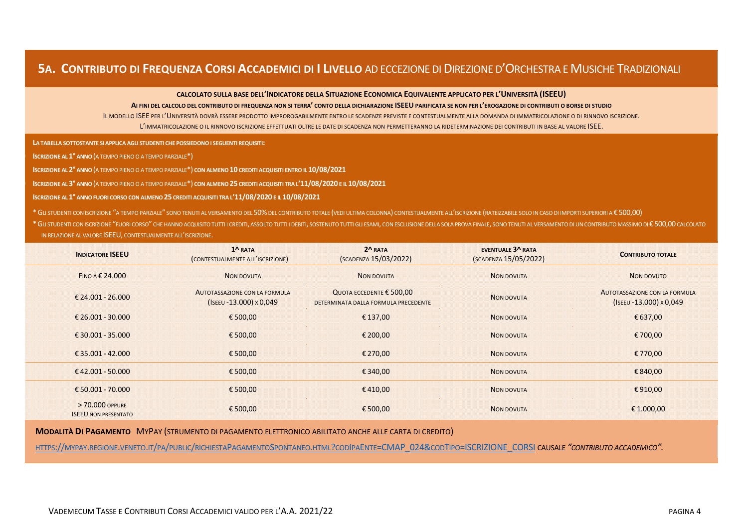## 5A. Contributo di Frequenza Corsi Accademici di I Livello ad eccezione di Direzione d'Orchestra e Musiche Tradizionali

**Calcolato sulla base dell'Indicatore della Situazione Economica Equivalente applicato per l'Università (ISEEU)**

**Ai fini del calcolo del contributo di frequenza non si terra' conto della dichiarazione ISEEU parificata se non per l'erogazione di contributi o borse di studio**

Il modello ISEE per l'Università dovrà essere prodotto improrogabilmente entro le scadenze previste e contestualmente alla domanda di immatricolazione o di rinnovo iscrizione.

L'immatricolazione o il rinnovo iscrizione effettuati oltre le date di scadenza non permetteranno la rideterminazione dei contributi in base al valore ISEE.

**La tabella sottostante si applica agli studenti che possiedono i seguenti requisiti:**

**Iscrizione al 1° anno** (a tempo pieno o a tempo parziale*)

**Iscrizione al 2° anno** (a tempo pieno o a tempo parziale*) **con almeno 10 crediti acquisiti entro il 10/08/2021**

**Iscrizione al 3° anno** (a tempo pieno o a tempo parziale*) **con almeno 25 crediti acquisiti tra l'11/08/2020 e il 10/08/2021**

**Iscrizione al 1° anno fuori corso con almeno 25 crediti acquisiti tra l'11/08/2020 e il 10/08/2021**

* Gli studenti con iscrizione "a tempo parziale" sono tenuti al versamento del 50% del contributo totale (vedi ultima colonna) contestualmente all'iscrizione (rateizzabile solo in caso di importi superiori a € 500,00)

* Gli studenti con iscrizione "fuori corso" che hanno acquisito tutti i crediti, assolto tutti i debiti, sostenuto tutti gli esami, con esclusione della sola prova finale, sono tenuti al versamento di un contributo massimo di € 500,00 calcolato in relazione al valore ISEEU, contestualmente all'iscrizione.

| **Indicatore ISEEU** | **1^ rata** (contestualmente all'iscrizione) | **2^ rata** (scadenza 15/03/2022) | **Eventuale 3^ rata** (scadenza 15/05/2022) | **Contributo totale** |
|---|---|---|---|---|
| Fino a € 24.000 | Non dovuta | Non dovuta | Non dovuta | Non dovuto |
| € 24.001 - 26.000 | Autotassazione con la formula (Iseeu -13.000) x 0,049 | Quota eccedente € 500,00 determinata dalla formula precedente | Non dovuta | Autotassazione con la formula (Iseeu -13.000) x 0,049 |
| € 26.001 - 30.000 | € 500,00 | € 137,00 | Non dovuta | € 637,00 |
| € 30.001 - 35.000 | € 500,00 | € 200,00 | Non dovuta | € 700,00 |
| € 35.001 - 42.000 | € 500,00 | € 270,00 | Non dovuta | € 770,00 |
| € 42.001 - 50.000 | € 500,00 | € 340,00 | Non dovuta | € 840,00 |
| € 50.001 - 70.000 | € 500,00 | € 410,00 | Non dovuta | € 910,00 |
| > 70.000 oppure ISEEU non presentato | € 500,00 | € 500,00 | Non dovuta | € 1.000,00 |

**Modalità di Pagamento** MyPay (strumento di pagamento elettronico abilitato anche alle carta di credito)

https://mypay.regione.veneto.it/pa/public/richiestaPagamentoSpontaneo.html?codIpaEnte=CMAP_024&codTipo=ISCRIZIONE_CORSI causale ***"contributo accademico"***.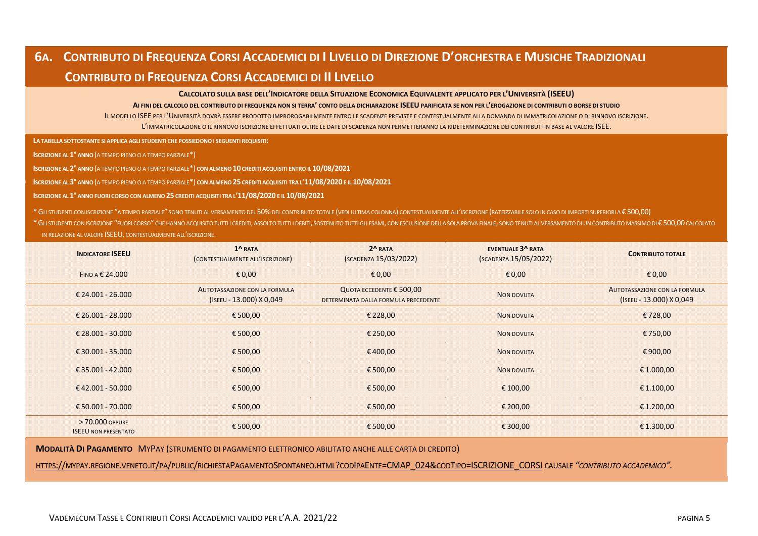## 6A. Contributo di Frequenza Corsi Accademici di I Livello di Direzione d'Orchestra e Musiche Tradizionali

## Contributo di Frequenza Corsi Accademici di II Livello

**Calcolato sulla base dell'Indicatore della Situazione Economica Equivalente applicato per l'Università (ISEEU)**

**Ai fini del calcolo del contributo di frequenza non si terra' conto della dichiarazione ISEEU parificata se non per l'erogazione di contributi o borse di studio**

Il modello ISEE per l'Università dovrà essere prodotto improrogabilmente entro le scadenze previste e contestualmente alla domanda di immatricolazione o di rinnovo iscrizione.

L'immatricolazione o il rinnovo iscrizione effettuati oltre le date di scadenza non permetteranno la rideterminazione dei contributi in base al valore ISEE.

**La tabella sottostante si applica agli studenti che possiedono i seguenti requisiti:**

**Iscrizione al 1° anno** (a tempo pieno o a tempo parziale*)

**Iscrizione al 2° anno** (a tempo pieno o a tempo parziale*) **con almeno 10 crediti acquisiti entro il 10/08/2021**

**Iscrizione al 3° anno** (a tempo pieno o a tempo parziale*) **con almeno 25 crediti acquisiti tra l'11/08/2020 e il 10/08/2021**

**Iscrizione al 1° anno fuori corso con almeno 25 crediti acquisiti tra l'11/08/2020 e il 10/08/2021**

* Gli studenti con iscrizione "a tempo parziale" sono tenuti al versamento del 50% del contributo totale (vedi ultima colonna) contestualmente all'iscrizione (rateizzabile solo in caso di importi superiori a € 500,00)

* Gli studenti con iscrizione "fuori corso" che hanno acquisito tutti i crediti, assolto tutti i debiti, sostenuto tutti gli esami, con esclusione della sola prova finale, sono tenuti al versamento di un contributo massimo di € 500,00 calcolato in relazione al valore ISEEU, contestualmente all'iscrizione.

| **Indicatore ISEEU** | **1^ rata** (contestualmente all'iscrizione) | **2^ rata** (scadenza 15/03/2022) | **Eventuale 3^ rata** (scadenza 15/05/2022) | **Contributo totale** |
|---|---|---|---|---|
| Fino a € 24.000 | € 0,00 | € 0,00 | € 0,00 | € 0,00 |
| € 24.001 - 26.000 | Autotassazione con la formula (ISEEU - 13.000) X 0,049 | Quota eccedente € 500,00 determinata dalla formula precedente | Non dovuta | Autotassazione con la formula (ISEEU - 13.000) X 0,049 |
| € 26.001 - 28.000 | € 500,00 | € 228,00 | Non dovuta | € 728,00 |
| € 28.001 - 30.000 | € 500,00 | € 250,00 | Non dovuta | € 750,00 |
| € 30.001 - 35.000 | € 500,00 | € 400,00 | Non dovuta | € 900,00 |
| € 35.001 - 42.000 | € 500,00 | € 500,00 | Non dovuta | € 1.000,00 |
| € 42.001 - 50.000 | € 500,00 | € 500,00 | € 100,00 | € 1.100,00 |
| € 50.001 - 70.000 | € 500,00 | € 500,00 | € 200,00 | € 1.200,00 |
| > 70.000 oppure ISEEU non presentato | € 500,00 | € 500,00 | € 300,00 | € 1.300,00 |

**Modalità di Pagamento** MyPay (strumento di pagamento elettronico abilitato anche alle carta di credito)

https://mypay.regione.veneto.it/pa/public/richiestaPagamentoSpontaneo.html?codIpaEnte=CMAP_024&codTipo=ISCRIZIONE_CORSI causale *"contributo accademico"*.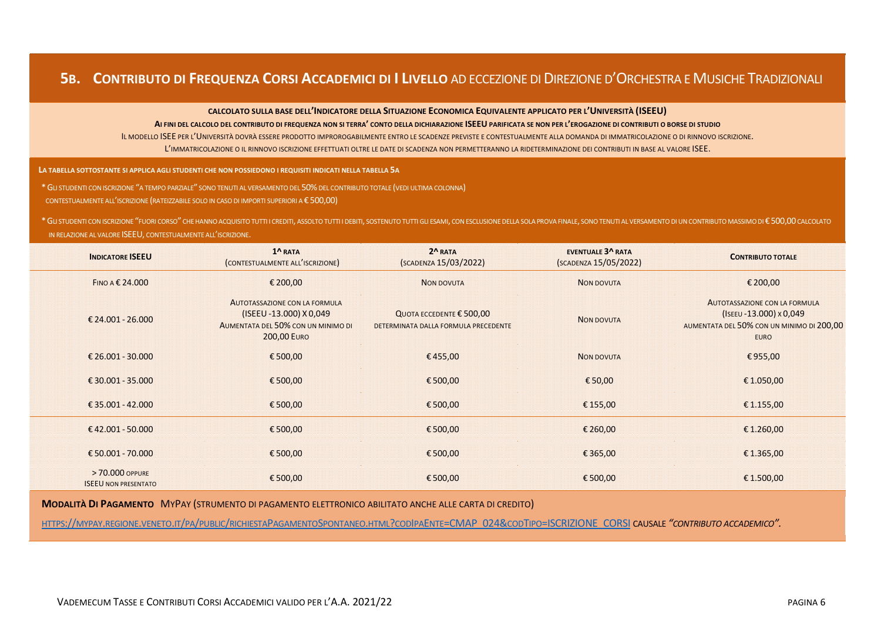## 5B. Contributo di Frequenza Corsi Accademici di I Livello ad eccezione di Direzione d'Orchestra e Musiche Tradizionali

**CALCOLATO SULLA BASE DELL'INDICATORE DELLA SITUAZIONE ECONOMICA EQUIVALENTE APPLICATO PER L'UNIVERSITÀ (ISEEU)**

**AI FINI DEL CALCOLO DEL CONTRIBUTO DI FREQUENZA NON SI TERRA' CONTO DELLA DICHIARAZIONE ISEEU PARIFICATA SE NON PER L'EROGAZIONE DI CONTRIBUTI O BORSE DI STUDIO**

IL MODELLO ISEE PER L'UNIVERSITÀ DOVRÀ ESSERE PRODOTTO IMPROROGABILMENTE ENTRO LE SCADENZE PREVISTE E CONTESTUALMENTE ALLA DOMANDA DI IMMATRICOLAZIONE O DI RINNOVO ISCRIZIONE.

L'IMMATRICOLAZIONE O IL RINNOVO ISCRIZIONE EFFETTUATI OLTRE LE DATE DI SCADENZA NON PERMETTERANNO LA RIDETERMINAZIONE DEI CONTRIBUTI IN BASE AL VALORE ISEE.

**LA TABELLA SOTTOSTANTE SI APPLICA AGLI STUDENTI CHE NON POSSIEDONO I REQUISITI INDICATI NELLA TABELLA 5A**

* GLI STUDENTI CON ISCRIZIONE "A TEMPO PARZIALE" SONO TENUTI AL VERSAMENTO DEL 50% DEL CONTRIBUTO TOTALE (VEDI ULTIMA COLONNA) CONTESTUALMENTE ALL'ISCRIZIONE (RATEIZZABILE SOLO IN CASO DI IMPORTI SUPERIORI A € 500,00)

* GLI STUDENTI CON ISCRIZIONE "FUORI CORSO" CHE HANNO ACQUISITO TUTTI I CREDITI, ASSOLTO TUTTI I DEBITI, SOSTENUTO TUTTI GLI ESAMI, CON ESCLUSIONE DELLA SOLA PROVA FINALE, SONO TENUTI AL VERSAMENTO DI UN CONTRIBUTO MASSIMO DI € 500,00 CALCOLATO IN RELAZIONE AL VALORE ISEEU, CONTESTUALMENTE ALL'ISCRIZIONE.

| INDICATORE ISEEU | 1^ RATA (CONTESTUALMENTE ALL'ISCRIZIONE) | 2^ RATA (SCADENZA 15/03/2022) | EVENTUALE 3^ RATA (SCADENZA 15/05/2022) | CONTRIBUTO TOTALE |
|---|---|---|---|---|
| FINO A € 24.000 | € 200,00 | NON DOVUTA | NON DOVUTA | € 200,00 |
| € 24.001 - 26.000 | AUTOTASSAZIONE CON LA FORMULA (ISEEU -13.000) X 0,049 AUMENTATA DEL 50% CON UN MINIMO DI 200,00 EURO | QUOTA ECCEDENTE € 500,00 DETERMINATA DALLA FORMULA PRECEDENTE | NON DOVUTA | AUTOTASSAZIONE CON LA FORMULA (ISEEU -13.000) X 0,049 AUMENTATA DEL 50% CON UN MINIMO DI 200,00 EURO |
| € 26.001 - 30.000 | € 500,00 | € 455,00 | NON DOVUTA | € 955,00 |
| € 30.001 - 35.000 | € 500,00 | € 500,00 | € 50,00 | € 1.050,00 |
| € 35.001 - 42.000 | € 500,00 | € 500,00 | € 155,00 | € 1.155,00 |
| € 42.001 - 50.000 | € 500,00 | € 500,00 | € 260,00 | € 1.260,00 |
| € 50.001 - 70.000 | € 500,00 | € 500,00 | € 365,00 | € 1.365,00 |
| > 70.000 OPPURE ISEEU NON PRESENTATO | € 500,00 | € 500,00 | € 500,00 | € 1.500,00 |

**MODALITÀ DI PAGAMENTO** MYPAY (STRUMENTO DI PAGAMENTO ELETTRONICO ABILITATO ANCHE ALLE CARTA DI CREDITO)

HTTPS://MYPAY.REGIONE.VENETO.IT/PA/PUBLIC/RICHIESTAPAGAMENTOSPONTANEO.HTML?CODIPAENTE=CMAP_024&CODTIPO=ISCRIZIONE_CORSI CAUSALE ***"CONTRIBUTO ACCADEMICO".***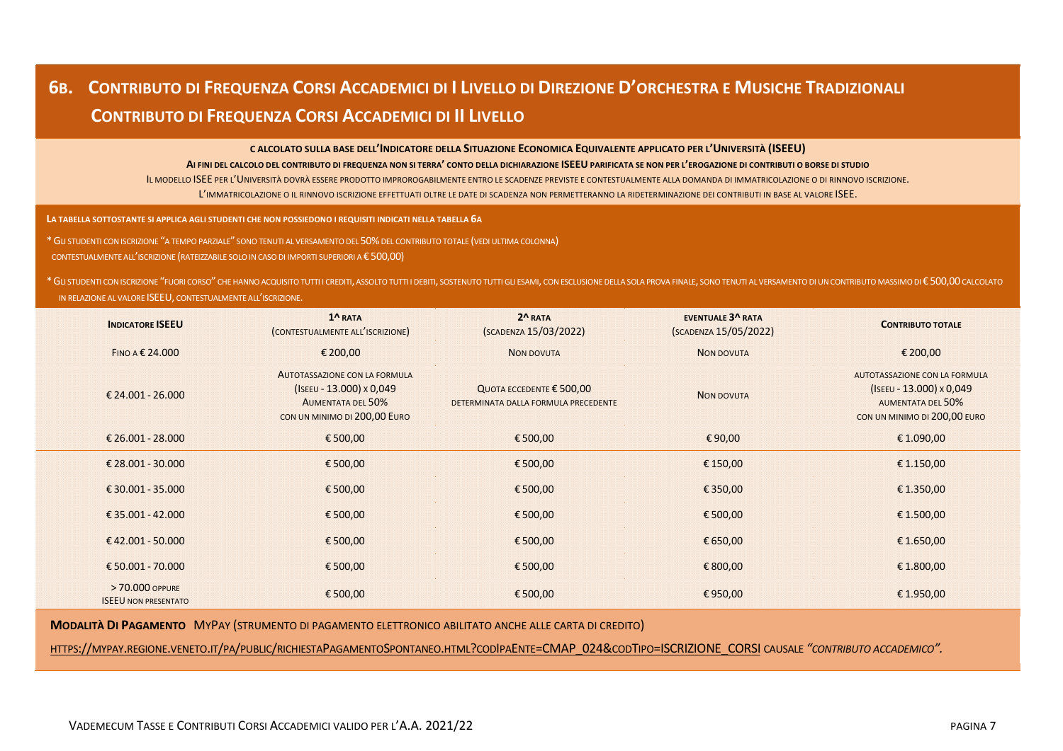## 6B. Contributo di Frequenza Corsi Accademici di I Livello di Direzione d'Orchestra e Musiche Tradizionali

## Contributo di Frequenza Corsi Accademici di II Livello

**Calcolato sulla base dell'Indicatore della Situazione Economica Equivalente applicato per l'Università (ISEEU)**

**Ai fini del calcolo del contributo di frequenza non si terra' conto della dichiarazione ISEEU parificata se non per l'erogazione di contributi o borse di studio**

Il modello ISEE per l'Università dovrà essere prodotto improrogabilmente entro le scadenze previste e contestualmente alla domanda di immatricolazione o di rinnovo iscrizione.

L'immatricolazione o il rinnovo iscrizione effettuati oltre le date di scadenza non permetteranno la rideterminazione dei contributi in base al valore ISEE.

**La tabella sottostante si applica agli studenti che non possiedono i requisiti indicati nella tabella 6A**

* Gli studenti con iscrizione "a tempo parziale" sono tenuti al versamento del 50% del contributo totale (vedi ultima colonna) contestualmente all'iscrizione (rateizzabile solo in caso di importi superiori a € 500,00)

* Gli studenti con iscrizione "fuori corso" che hanno acquisito tutti i crediti, assolto tutti i debiti, sostenuto tutti gli esami, con esclusione della sola prova finale, sono tenuti al versamento di un contributo massimo di € 500,00 calcolato in relazione al valore ISEEU, contestualmente all'iscrizione.

| **Indicatore ISEEU** | **1^ rata** (contestualmente all'iscrizione) | **2^ rata** (scadenza 15/03/2022) | **Eventuale 3^ rata** (scadenza 15/05/2022) | **Contributo totale** |
|---|---|---|---|---|
| Fino a € 24.000 | € 200,00 | Non dovuta | Non dovuta | € 200,00 |
| € 24.001 - 26.000 | Autotassazione con la formula (Iseeu - 13.000) x 0,049 Aumentata del 50% con un minimo di 200,00 Euro | Quota eccedente € 500,00 determinata dalla formula precedente | Non dovuta | Autotassazione con la formula (Iseeu - 13.000) x 0,049 Aumentata del 50% con un minimo di 200,00 euro |
| € 26.001 - 28.000 | € 500,00 | € 500,00 | € 90,00 | € 1.090,00 |
| € 28.001 - 30.000 | € 500,00 | € 500,00 | € 150,00 | € 1.150,00 |
| € 30.001 - 35.000 | € 500,00 | € 500,00 | € 350,00 | € 1.350,00 |
| € 35.001 - 42.000 | € 500,00 | € 500,00 | € 500,00 | € 1.500,00 |
| € 42.001 - 50.000 | € 500,00 | € 500,00 | € 650,00 | € 1.650,00 |
| € 50.001 - 70.000 | € 500,00 | € 500,00 | € 800,00 | € 1.800,00 |
| > 70.000 oppure ISEEU non presentato | € 500,00 | € 500,00 | € 950,00 | € 1.950,00 |

**Modalità di Pagamento** MyPay (strumento di pagamento elettronico abilitato anche alle carta di credito)

https://mypay.regione.veneto.it/pa/public/richiestaPagamentoSpontaneo.html?codIpaEnte=CMAP_024&codTipo=ISCRIZIONE_CORSI causale *"contributo accademico"*.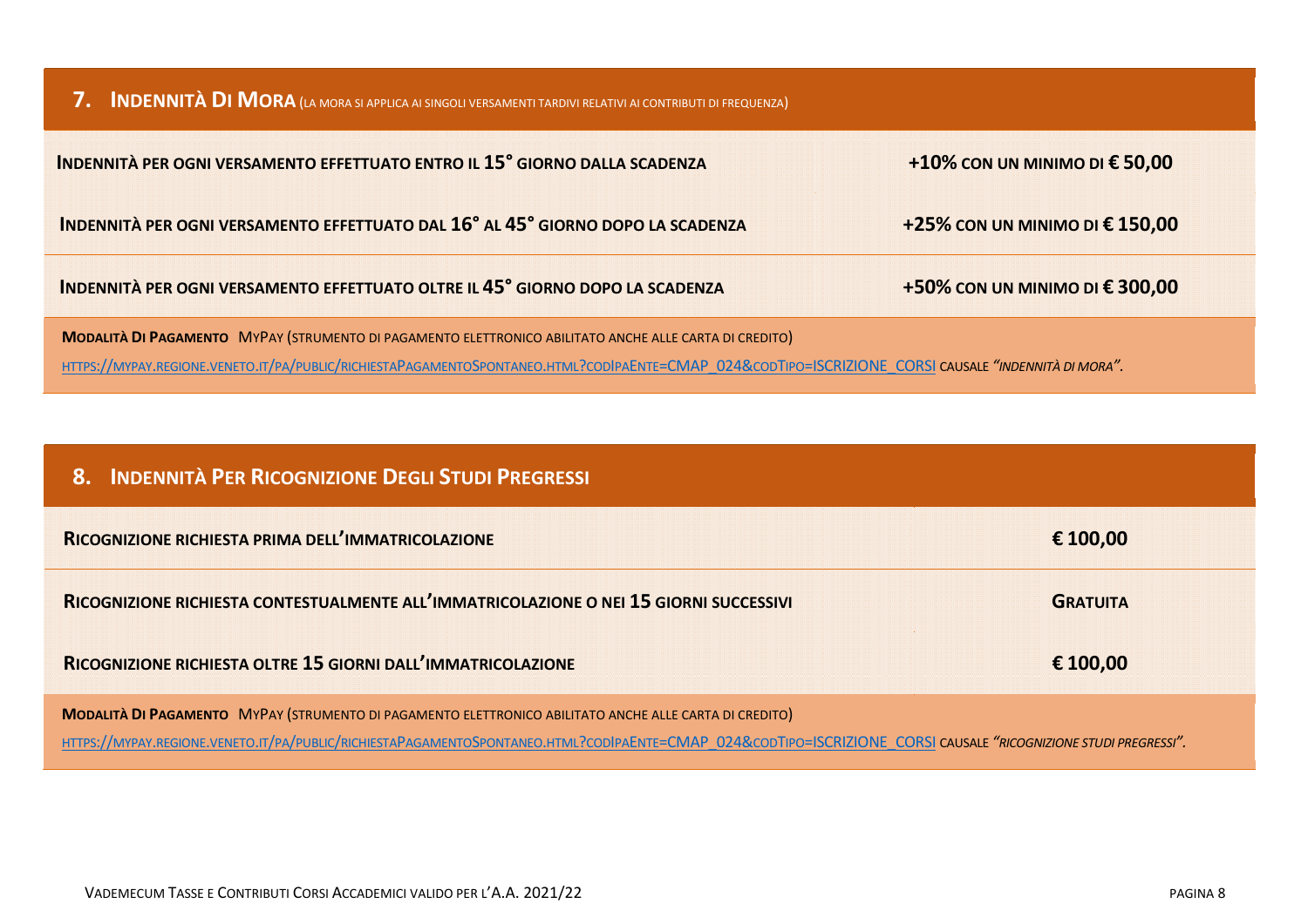## 7. Indennità Di Mora (la mora si applica ai singoli versamenti tardivi relativi ai contributi di frequenza)

| | |
|---|---|
| **Indennità per ogni versamento effettuato entro il 15° giorno dalla scadenza** | **+10% con un minimo di € 50,00** |
| **Indennità per ogni versamento effettuato dal 16° al 45° giorno dopo la scadenza** | **+25% con un minimo di € 150,00** |
| **Indennità per ogni versamento effettuato oltre il 45° giorno dopo la scadenza** | **+50% con un minimo di € 300,00** |

**Modalità Di Pagamento** MyPay (strumento di pagamento elettronico abilitato anche alle carta di credito)

https://mypay.regione.veneto.it/pa/public/richiestaPagamentoSpontaneo.html?codIpaEnte=CMAP_024&codTipo=ISCRIZIONE_CORSI causale *"indennità di mora"*.

## 8. Indennità Per Ricognizione Degli Studi Pregressi

| | |
|---|---|
| **Ricognizione richiesta prima dell'immatricolazione** | **€ 100,00** |
| **Ricognizione richiesta contestualmente all'immatricolazione o nei 15 giorni successivi** | **Gratuita** |
| **Ricognizione richiesta oltre 15 giorni dall'immatricolazione** | **€ 100,00** |

**Modalità Di Pagamento** MyPay (strumento di pagamento elettronico abilitato anche alle carta di credito)

https://mypay.regione.veneto.it/pa/public/richiestaPagamentoSpontaneo.html?codIpaEnte=CMAP_024&codTipo=ISCRIZIONE_CORSI causale *"ricognizione studi pregressi"*.